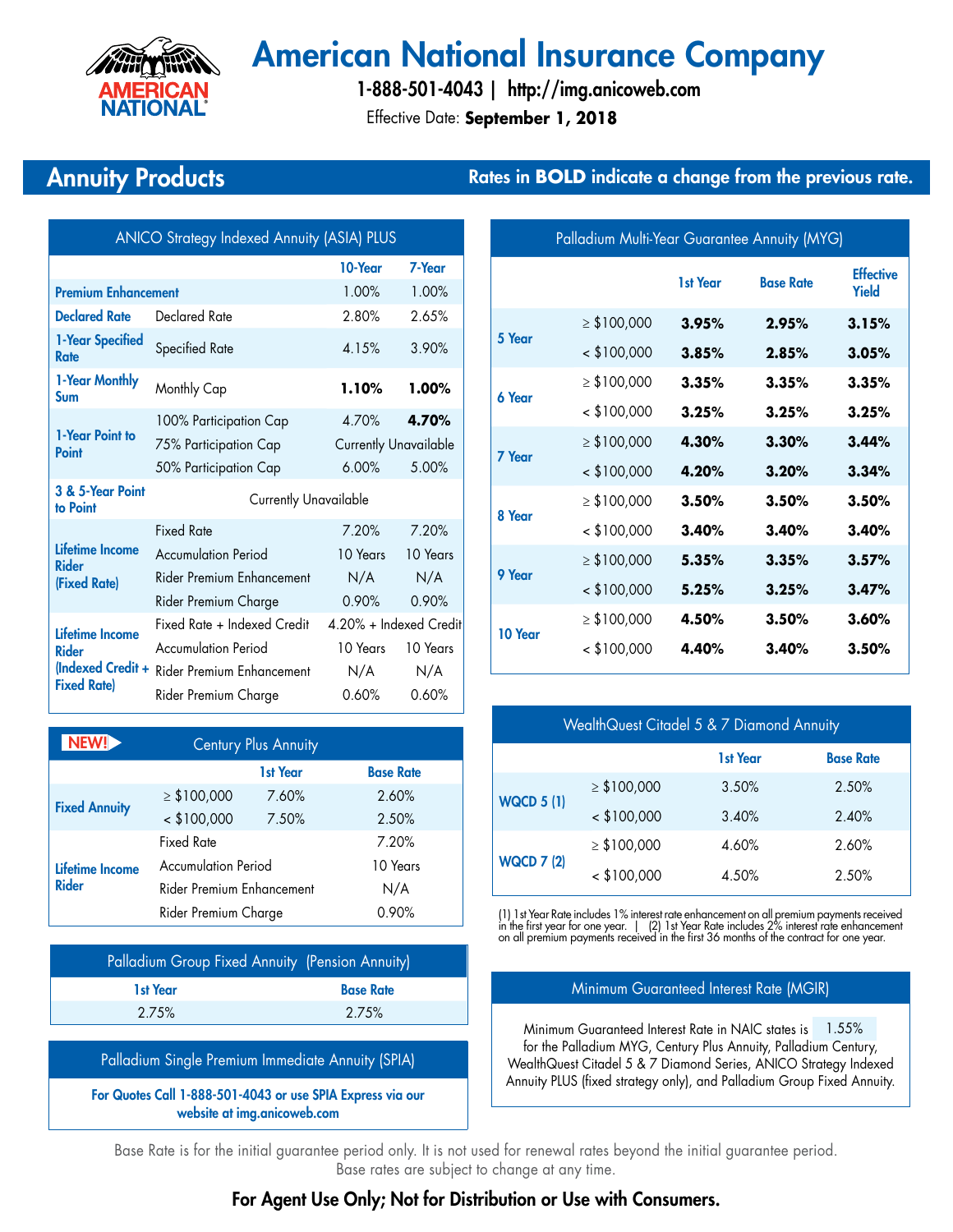# American National Insurance Company

1-888-501-4043 | http://img.anicoweb.com

Effective Date: **September 1, 2018**

## Annuity Products

Rates in **BOLD** indicate a change from the previous rate.

### ANICO Strategy Indexed Annuity (ASIA) PLUS

| | | 10-Year | 7-Year |
|---|---|---|---|
| Premium Enhancement | | 1.00% | 1.00% |
| Declared Rate | Declared Rate | 2.80% | 2.65% |
| 1-Year Specified Rate | Specified Rate | 4.15% | 3.90% |
| 1-Year Monthly Sum | Monthly Cap | **1.10%** | **1.00%** |
| 1-Year Point to Point | 100% Participation Cap | 4.70% | **4.70%** |
| | 75% Participation Cap | Currently Unavailable | |
| | 50% Participation Cap | 6.00% | 5.00% |
| 3 & 5-Year Point to Point | Currently Unavailable | | |
| Lifetime Income Rider (Fixed Rate) | Fixed Rate | 7.20% | 7.20% |
| | Accumulation Period | 10 Years | 10 Years |
| | Rider Premium Enhancement | N/A | N/A |
| | Rider Premium Charge | 0.90% | 0.90% |
| Lifetime Income Rider (Indexed Credit + Fixed Rate) | Fixed Rate + Indexed Credit | 4.20% + Indexed Credit | |
| | Accumulation Period | 10 Years | 10 Years |
| | Rider Premium Enhancement | N/A | N/A |
| | Rider Premium Charge | 0.60% | 0.60% |

### NEW! Century Plus Annuity

| | | 1st Year | Base Rate |
|---|---|---|---|
| Fixed Annuity | ≥ $100,000 | 7.60% | 2.60% |
| | < $100,000 | 7.50% | 2.50% |
| Lifetime Income Rider | Fixed Rate | | 7.20% |
| | Accumulation Period | | 10 Years |
| | Rider Premium Enhancement | | N/A |
| | Rider Premium Charge | | 0.90% |

### Palladium Group Fixed Annuity (Pension Annuity)

| 1st Year | Base Rate |
|---|---|
| 2.75% | 2.75% |

### Palladium Single Premium Immediate Annuity (SPIA)

**For Quotes Call 1-888-501-4043 or use SPIA Express via our website at img.anicoweb.com**

### Palladium Multi-Year Guarantee Annuity (MYG)

| | | 1st Year | Base Rate | Effective Yield |
|---|---|---|---|---|
| 5 Year | ≥ $100,000 | **3.95%** | **2.95%** | **3.15%** |
| | < $100,000 | **3.85%** | **2.85%** | **3.05%** |
| 6 Year | ≥ $100,000 | **3.35%** | **3.35%** | **3.35%** |
| | < $100,000 | **3.25%** | **3.25%** | **3.25%** |
| 7 Year | ≥ $100,000 | **4.30%** | **3.30%** | **3.44%** |
| | < $100,000 | **4.20%** | **3.20%** | **3.34%** |
| 8 Year | ≥ $100,000 | **3.50%** | **3.50%** | **3.50%** |
| | < $100,000 | **3.40%** | **3.40%** | **3.40%** |
| 9 Year | ≥ $100,000 | **5.35%** | **3.35%** | **3.57%** |
| | < $100,000 | **5.25%** | **3.25%** | **3.47%** |
| 10 Year | ≥ $100,000 | **4.50%** | **3.50%** | **3.60%** |
| | < $100,000 | **4.40%** | **3.40%** | **3.50%** |

### WealthQuest Citadel 5 & 7 Diamond Annuity

| | | 1st Year | Base Rate |
|---|---|---|---|
| WQCD 5 (1) | ≥ $100,000 | 3.50% | 2.50% |
| | < $100,000 | 3.40% | 2.40% |
| WQCD 7 (2) | ≥ $100,000 | 4.60% | 2.60% |
| | < $100,000 | 4.50% | 2.50% |

(1) 1st Year Rate includes 1% interest rate enhancement on all premium payments received in the first year for one year. | (2) 1st Year Rate includes 2% interest rate enhancement on all premium payments received in the first 36 months of the contract for one year.

### Minimum Guaranteed Interest Rate (MGIR)

Minimum Guaranteed Interest Rate in NAIC states is 1.55% for the Palladium MYG, Century Plus Annuity, Palladium Century, WealthQuest Citadel 5 & 7 Diamond Series, ANICO Strategy Indexed Annuity PLUS (fixed strategy only), and Palladium Group Fixed Annuity.

Base Rate is for the initial guarantee period only. It is not used for renewal rates beyond the initial guarantee period. Base rates are subject to change at any time.

**For Agent Use Only; Not for Distribution or Use with Consumers.**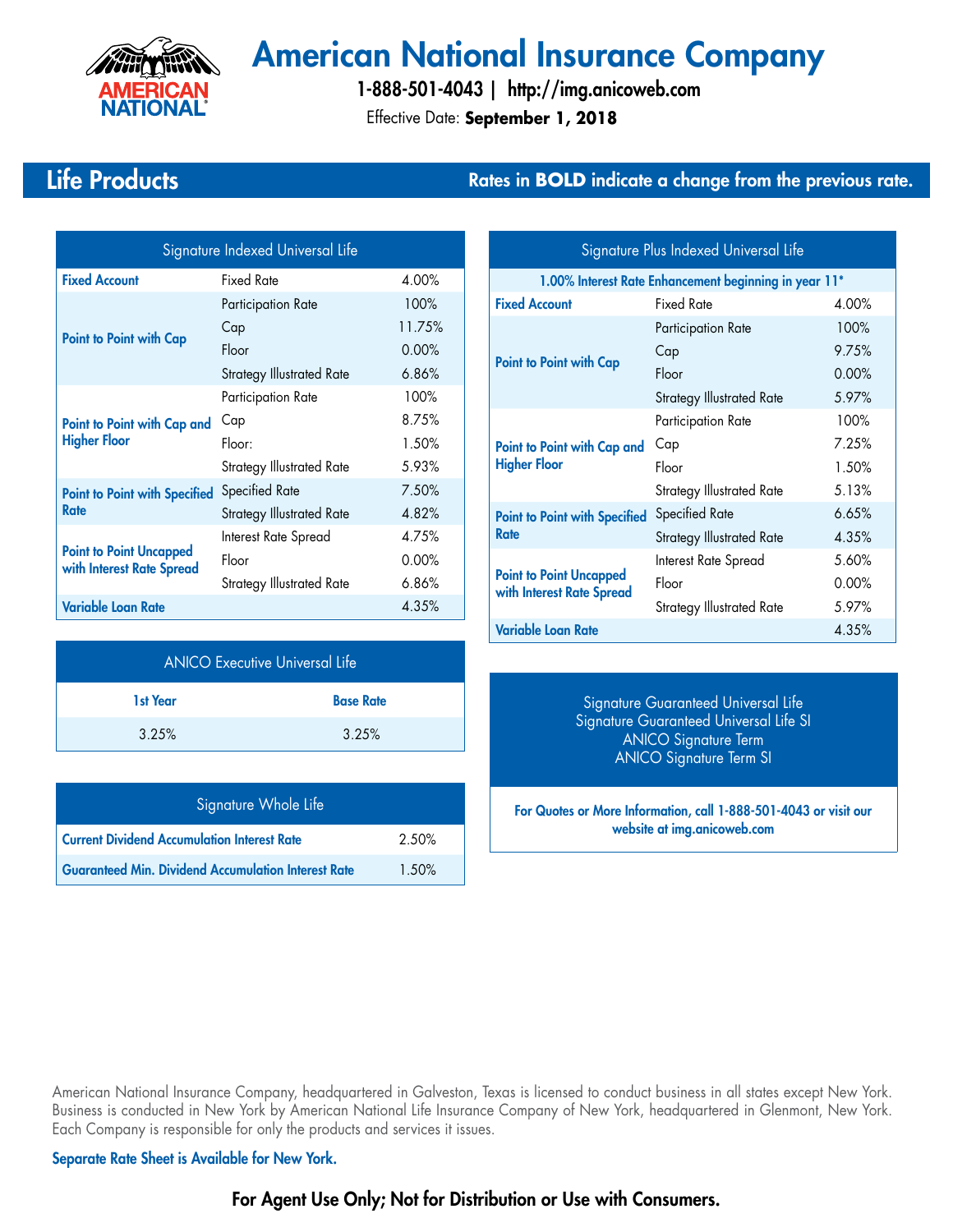# American National Insurance Company

1-888-501-4043 | http://img.anicoweb.com

Effective Date: **September 1, 2018**

## Life Products

**Rates in BOLD indicate a change from the previous rate.**

### Signature Indexed Universal Life

| | | |
|---|---|---|
| Fixed Account | Fixed Rate | 4.00% |
| Point to Point with Cap | Participation Rate | 100% |
| | Cap | 11.75% |
| | Floor | 0.00% |
| | Strategy Illustrated Rate | 6.86% |
| Point to Point with Cap and Higher Floor | Participation Rate | 100% |
| | Cap | 8.75% |
| | Floor: | 1.50% |
| | Strategy Illustrated Rate | 5.93% |
| Point to Point with Specified Rate | Specified Rate | 7.50% |
| | Strategy Illustrated Rate | 4.82% |
| Point to Point Uncapped with Interest Rate Spread | Interest Rate Spread | 4.75% |
| | Floor | 0.00% |
| | Strategy Illustrated Rate | 6.86% |
| Variable Loan Rate | | 4.35% |

### ANICO Executive Universal Life

| 1st Year | Base Rate |
|---|---|
| 3.25% | 3.25% |

### Signature Whole Life

| | |
|---|---|
| Current Dividend Accumulation Interest Rate | 2.50% |
| Guaranteed Min. Dividend Accumulation Interest Rate | 1.50% |

### Signature Plus Indexed Universal Life

1.00% Interest Rate Enhancement beginning in year 11*

| | | |
|---|---|---|
| Fixed Account | Fixed Rate | 4.00% |
| Point to Point with Cap | Participation Rate | 100% |
| | Cap | 9.75% |
| | Floor | 0.00% |
| | Strategy Illustrated Rate | 5.97% |
| Point to Point with Cap and Higher Floor | Participation Rate | 100% |
| | Cap | 7.25% |
| | Floor | 1.50% |
| | Strategy Illustrated Rate | 5.13% |
| Point to Point with Specified Rate | Specified Rate | 6.65% |
| | Strategy Illustrated Rate | 4.35% |
| Point to Point Uncapped with Interest Rate Spread | Interest Rate Spread | 5.60% |
| | Floor | 0.00% |
| | Strategy Illustrated Rate | 5.97% |
| Variable Loan Rate | | 4.35% |

Signature Guaranteed Universal Life
Signature Guaranteed Universal Life SI
ANICO Signature Term
ANICO Signature Term SI

For Quotes or More Information, call 1-888-501-4043 or visit our website at img.anicoweb.com

American National Insurance Company, headquartered in Galveston, Texas is licensed to conduct business in all states except New York. Business is conducted in New York by American National Life Insurance Company of New York, headquartered in Glenmont, New York. Each Company is responsible for only the products and services it issues.

**Separate Rate Sheet is Available for New York.**

**For Agent Use Only; Not for Distribution or Use with Consumers.**